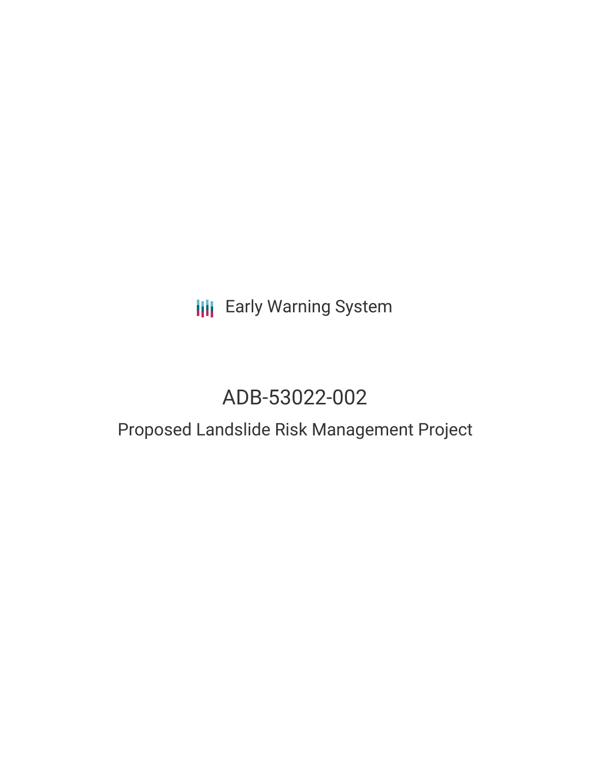Early Warning System

# ADB-53022-002

## Proposed Landslide Risk Management Project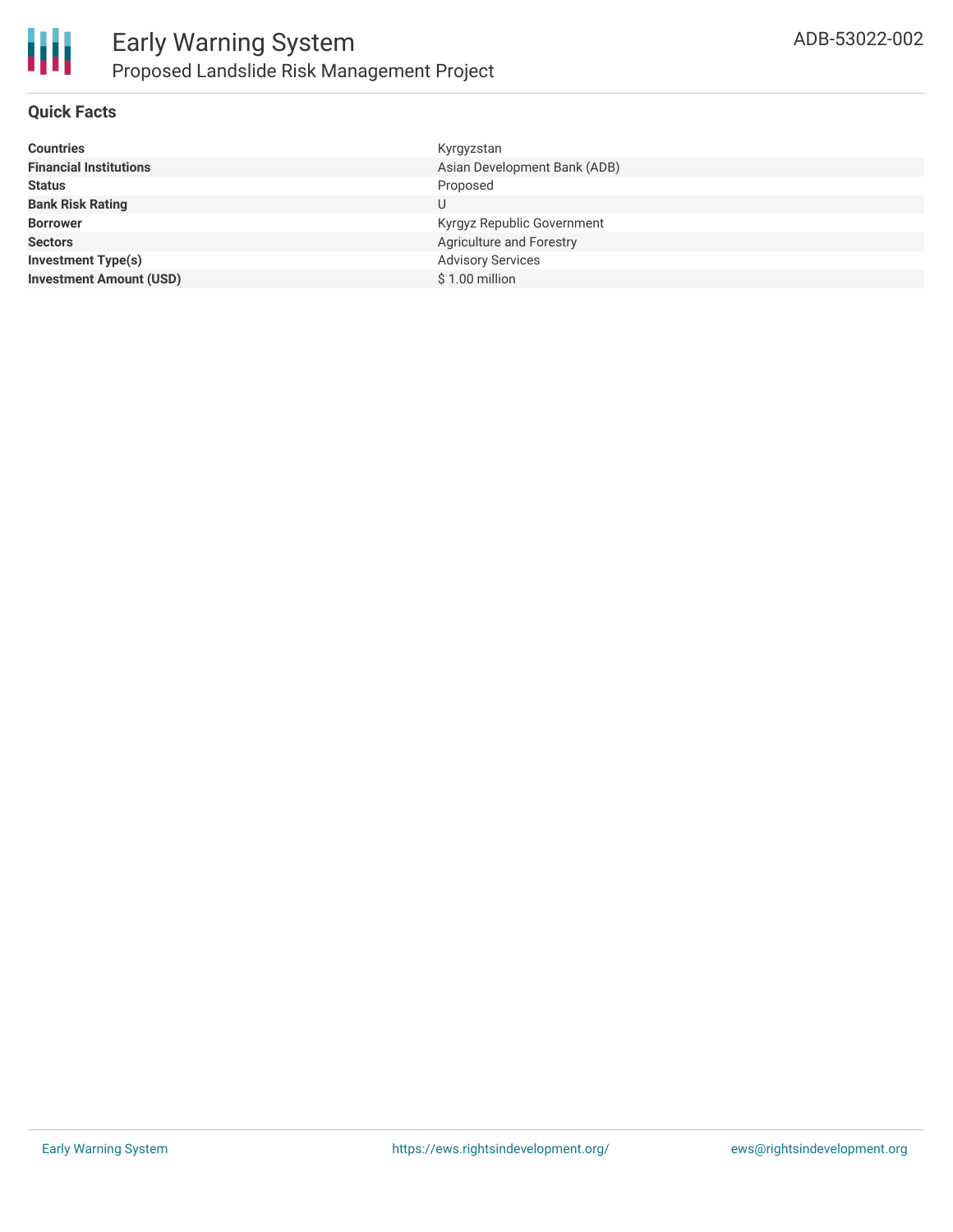# Early Warning System

## Proposed Landslide Risk Management Project

ADB-53022-002

### Quick Facts

| | |
|---|---|
| **Countries** | Kyrgyzstan |
| **Financial Institutions** | Asian Development Bank (ADB) |
| **Status** | Proposed |
| **Bank Risk Rating** | U |
| **Borrower** | Kyrgyz Republic Government |
| **Sectors** | Agriculture and Forestry |
| **Investment Type(s)** | Advisory Services |
| **Investment Amount (USD)** | $ 1.00 million |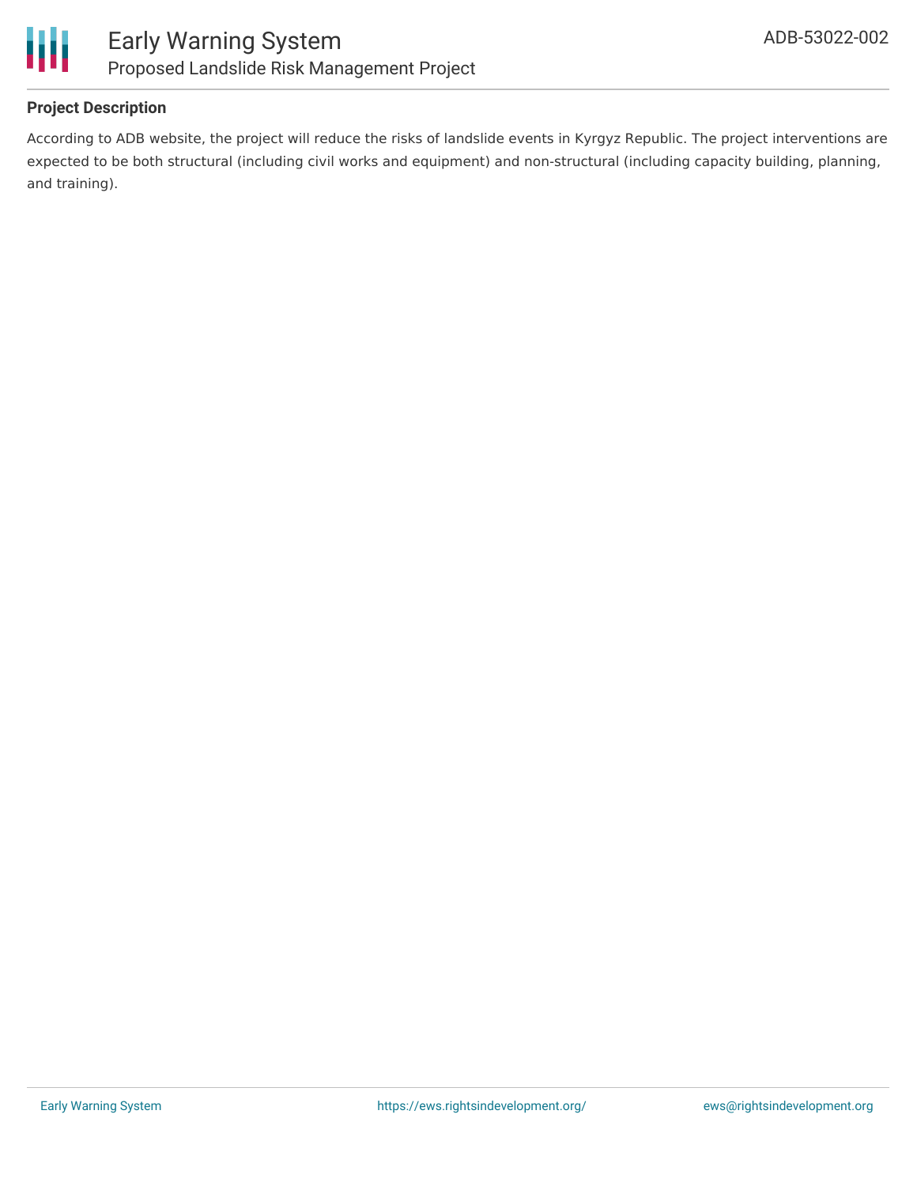**Project Description**

According to ADB website, the project will reduce the risks of landslide events in Kyrgyz Republic. The project interventions are expected to be both structural (including civil works and equipment) and non-structural (including capacity building, planning, and training).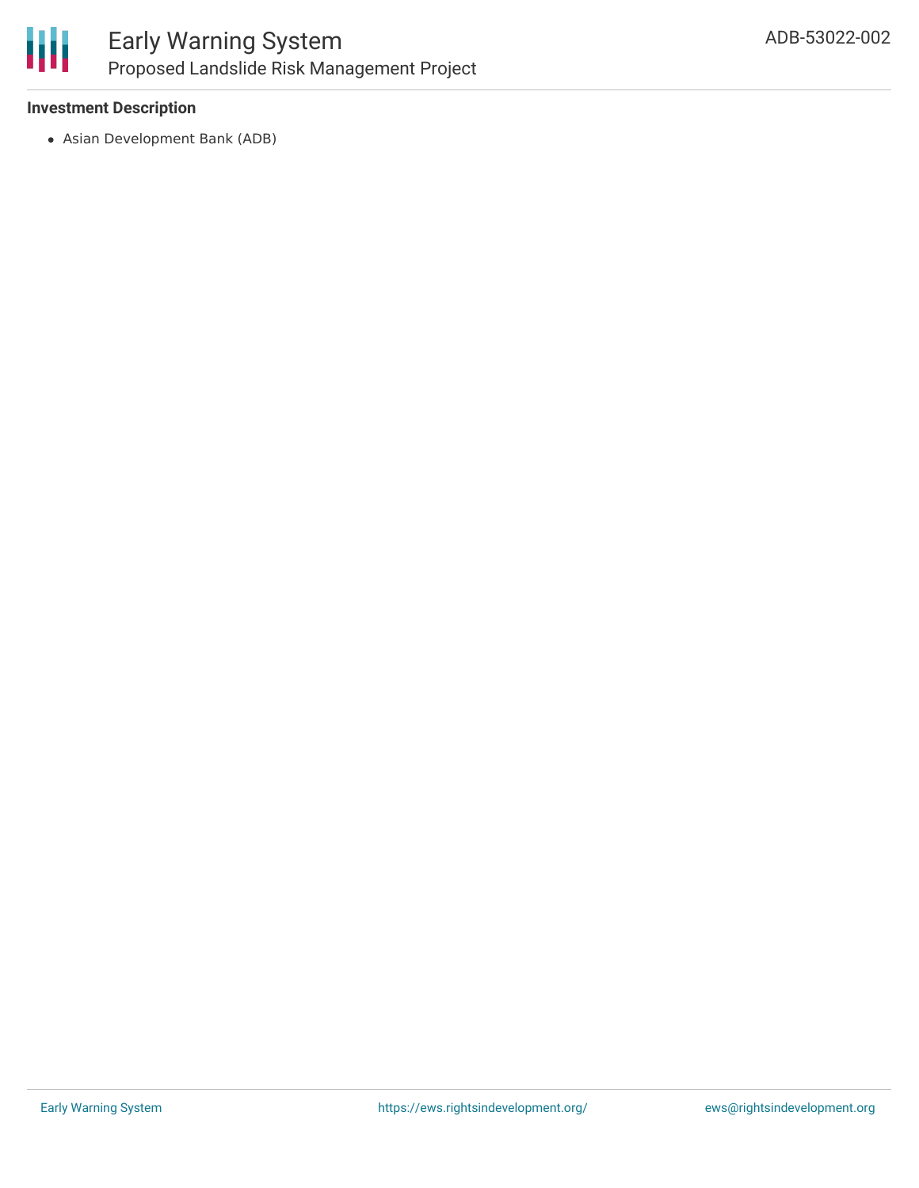### Investment Description

- Asian Development Bank (ADB)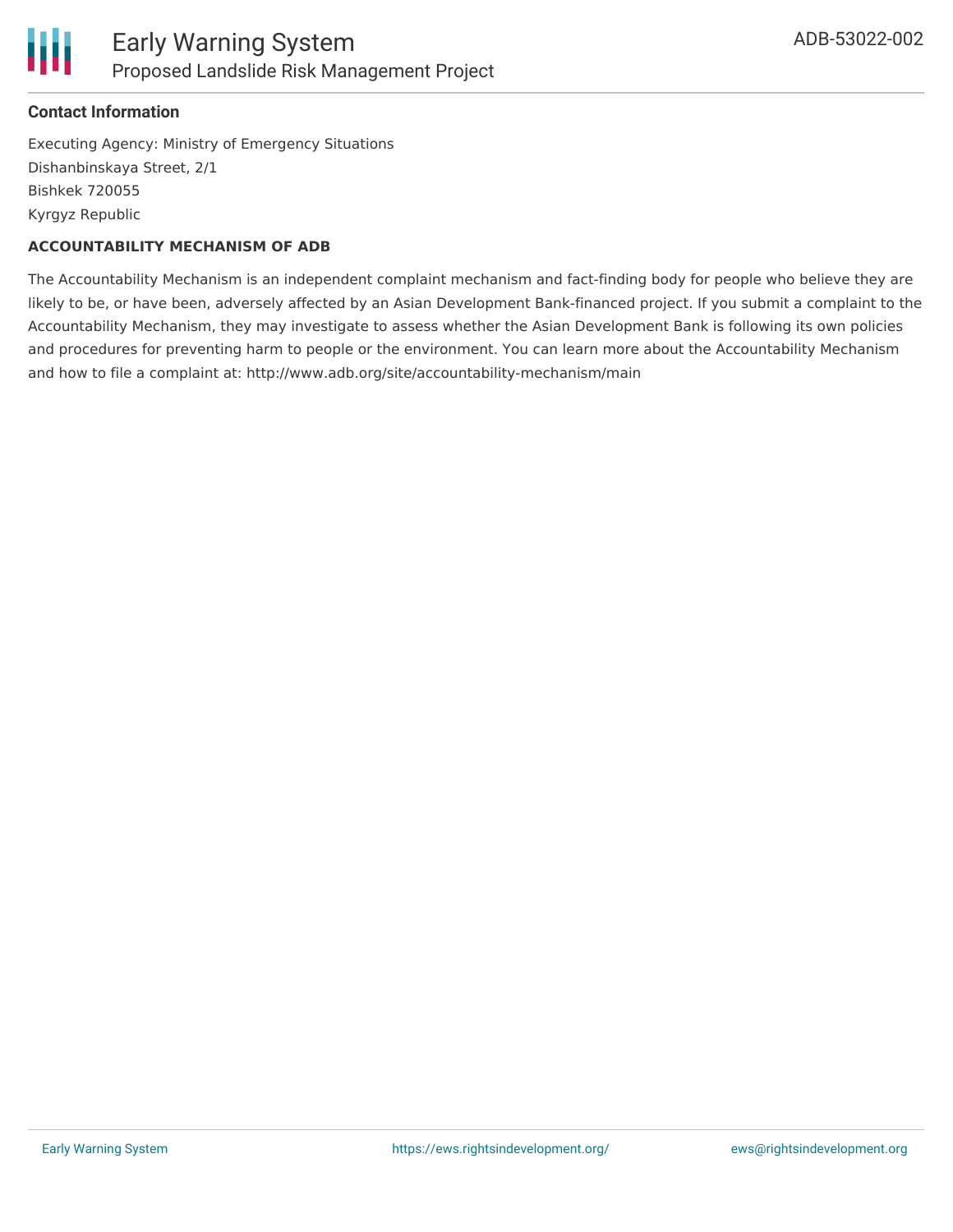**Contact Information**

Executing Agency: Ministry of Emergency Situations
Dishanbinskaya Street, 2/1
Bishkek 720055
Kyrgyz Republic

**ACCOUNTABILITY MECHANISM OF ADB**

The Accountability Mechanism is an independent complaint mechanism and fact-finding body for people who believe they are likely to be, or have been, adversely affected by an Asian Development Bank-financed project. If you submit a complaint to the Accountability Mechanism, they may investigate to assess whether the Asian Development Bank is following its own policies and procedures for preventing harm to people or the environment. You can learn more about the Accountability Mechanism and how to file a complaint at: http://www.adb.org/site/accountability-mechanism/main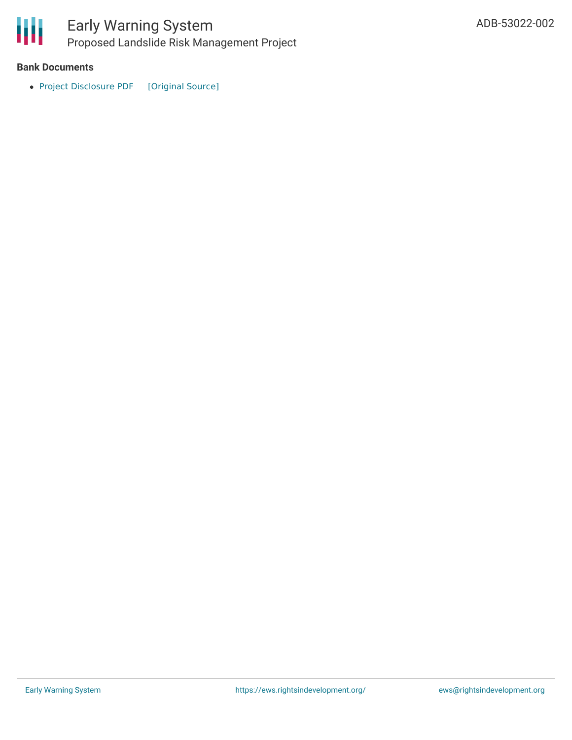**Bank Documents**

- Project Disclosure PDF [Original Source]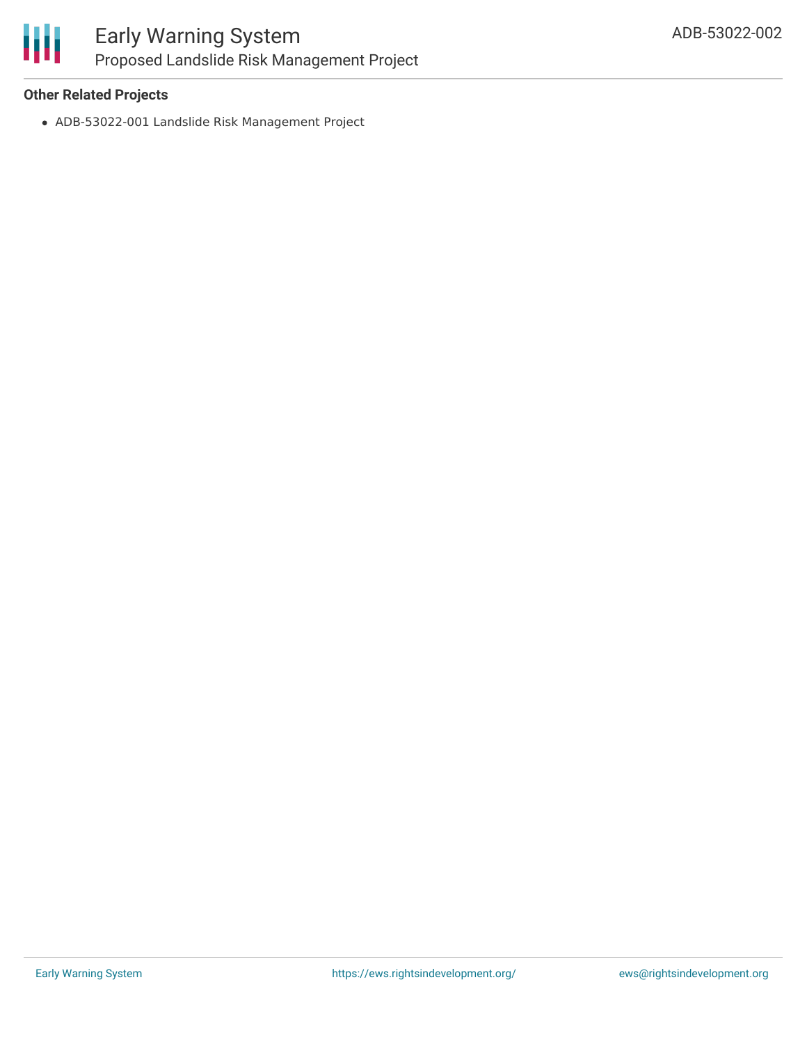**Other Related Projects**

- ADB-53022-001 Landslide Risk Management Project